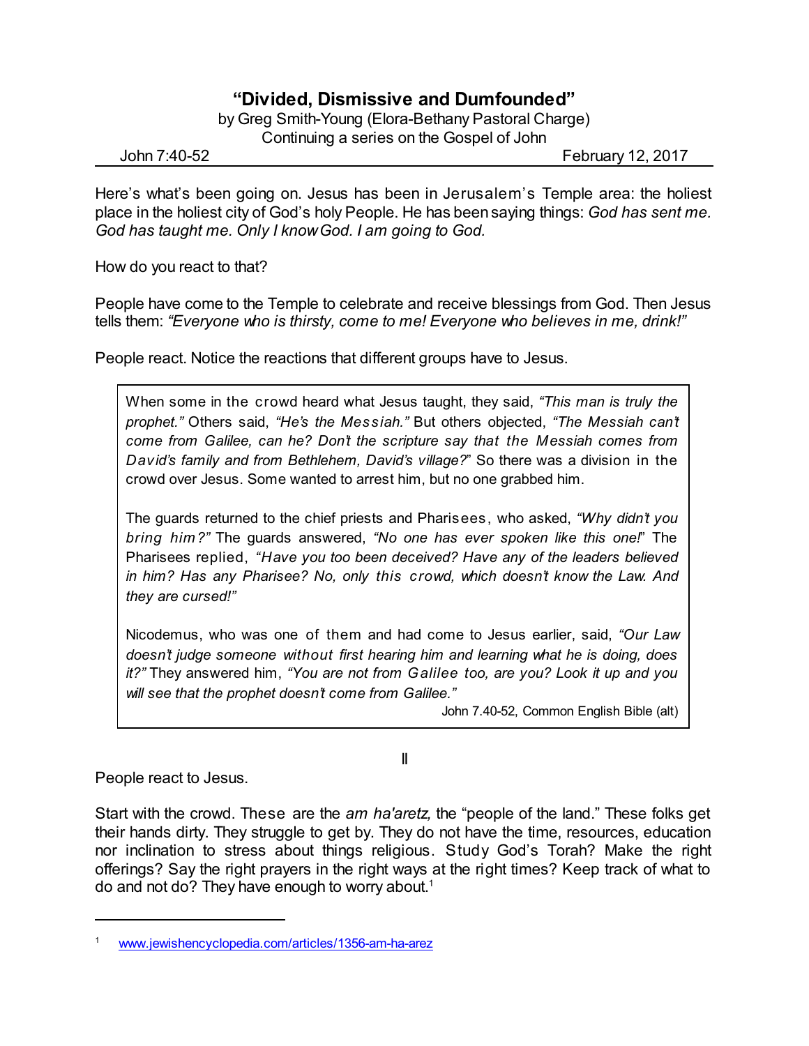# "Divided, Dismissive and Dumfounded"

by Greg Smith-Young (Elora-Bethany Pastoral Charge)
Continuing a series on the Gospel of John

John 7:40-52 February 12, 2017

Here's what's been going on. Jesus has been in Jerusalem's Temple area: the holiest place in the holiest city of God's holy People. He has been saying things: *God has sent me. God has taught me. Only I know God. I am going to God.*

How do you react to that?

People have come to the Temple to celebrate and receive blessings from God. Then Jesus tells them: *"Everyone who is thirsty, come to me! Everyone who believes in me, drink!"*

People react. Notice the reactions that different groups have to Jesus.

> When some in the crowd heard what Jesus taught, they said, *"This man is truly the prophet."* Others said, *"He's the Messiah."* But others objected, *"The Messiah can't come from Galilee, can he? Don't the scripture say that the Messiah comes from David's family and from Bethlehem, David's village?"* So there was a division in the crowd over Jesus. Some wanted to arrest him, but no one grabbed him.
>
> The guards returned to the chief priests and Pharisees, who asked, *"Why didn't you bring him?"* The guards answered, *"No one has ever spoken like this one!"* The Pharisees replied, *"Have you too been deceived? Have any of the leaders believed in him? Has any Pharisee? No, only this crowd, which doesn't know the Law. And they are cursed!"*
>
> Nicodemus, who was one of them and had come to Jesus earlier, said, *"Our Law doesn't judge someone without first hearing him and learning what he is doing, does it?"* They answered him, *"You are not from Galilee too, are you? Look it up and you will see that the prophet doesn't come from Galilee."*
>
> John 7.40-52, Common English Bible (alt)

II

People react to Jesus.

Start with the crowd. These are the *am ha'aretz*, the "people of the land." These folks get their hands dirty. They struggle to get by. They do not have the time, resources, education nor inclination to stress about things religious. Study God's Torah? Make the right offerings? Say the right prayers in the right ways at the right times? Keep track of what to do and not do? They have enough to worry about.[1]

---

[1] www.jewishencyclopedia.com/articles/1356-am-ha-arez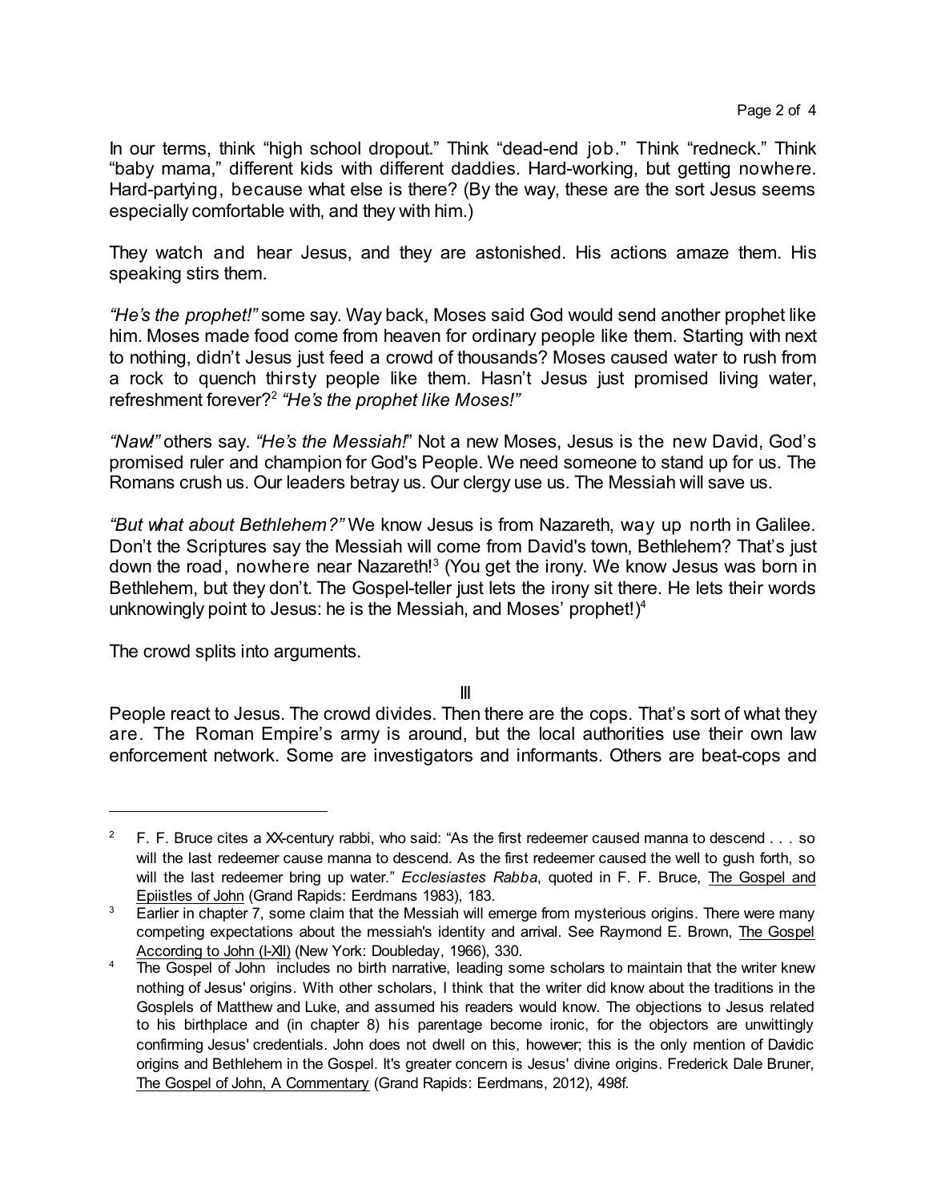In our terms, think "high school dropout." Think "dead-end job." Think "redneck." Think "baby mama," different kids with different daddies. Hard-working, but getting nowhere. Hard-partying, because what else is there? (By the way, these are the sort Jesus seems especially comfortable with, and they with him.)

They watch and hear Jesus, and they are astonished. His actions amaze them. His speaking stirs them.

*"He's the prophet!"* some say. Way back, Moses said God would send another prophet like him. Moses made food come from heaven for ordinary people like them. Starting with next to nothing, didn't Jesus just feed a crowd of thousands? Moses caused water to rush from a rock to quench thirsty people like them. Hasn't Jesus just promised living water, refreshment forever?[2] *"He's the prophet like Moses!"*

*"Naw!"* others say. *"He's the Messiah!"* Not a new Moses, Jesus is the new David, God's promised ruler and champion for God's People. We need someone to stand up for us. The Romans crush us. Our leaders betray us. Our clergy use us. The Messiah will save us.

*"But what about Bethlehem?"* We know Jesus is from Nazareth, way up north in Galilee. Don't the Scriptures say the Messiah will come from David's town, Bethlehem? That's just down the road, nowhere near Nazareth![3] (You get the irony. We know Jesus was born in Bethlehem, but they don't. The Gospel-teller just lets the irony sit there. He lets their words unknowingly point to Jesus: he is the Messiah, and Moses' prophet!)[4]

The crowd splits into arguments.

## III

People react to Jesus. The crowd divides. Then there are the cops. That's sort of what they are. The Roman Empire's army is around, but the local authorities use their own law enforcement network. Some are investigators and informants. Others are beat-cops and

---

[2] F. F. Bruce cites a XX-century rabbi, who said: "As the first redeemer caused manna to descend . . . so will the last redeemer cause manna to descend. As the first redeemer caused the well to gush forth, so will the last redeemer bring up water." *Ecclesiastes Rabba*, quoted in F. F. Bruce, The Gospel and Epiistles of John (Grand Rapids: Eerdmans 1983), 183.

[3] Earlier in chapter 7, some claim that the Messiah will emerge from mysterious origins. There were many competing expectations about the messiah's identity and arrival. See Raymond E. Brown, The Gospel According to John (I-XII) (New York: Doubleday, 1966), 330.

[4] The Gospel of John includes no birth narrative, leading some scholars to maintain that the writer knew nothing of Jesus' origins. With other scholars, I think that the writer did know about the traditions in the Gosplels of Matthew and Luke, and assumed his readers would know. The objections to Jesus related to his birthplace and (in chapter 8) his parentage become ironic, for the objectors are unwittingly confirming Jesus' credentials. John does not dwell on this, however; this is the only mention of Davidic origins and Bethlehem in the Gospel. It's greater concern is Jesus' divine origins. Frederick Dale Bruner, The Gospel of John, A Commentary (Grand Rapids: Eerdmans, 2012), 498f.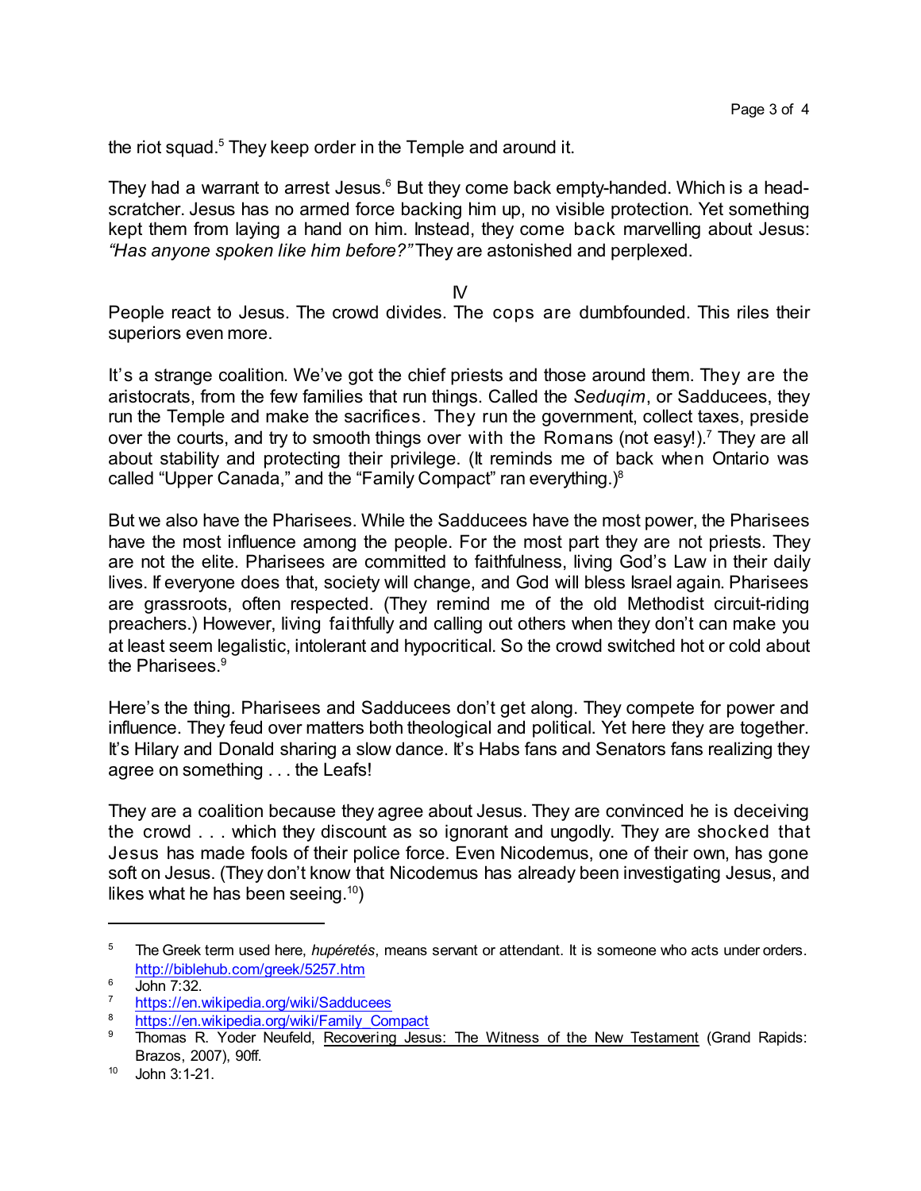the riot squad.[5] They keep order in the Temple and around it.

They had a warrant to arrest Jesus.[6] But they come back empty-handed. Which is a head-scratcher. Jesus has no armed force backing him up, no visible protection. Yet something kept them from laying a hand on him. Instead, they come back marvelling about Jesus: *"Has anyone spoken like him before?"* They are astonished and perplexed.

IV

People react to Jesus. The crowd divides. The cops are dumbfounded. This riles their superiors even more.

It's a strange coalition. We've got the chief priests and those around them. They are the aristocrats, from the few families that run things. Called the *Seduqim*, or Sadducees, they run the Temple and make the sacrifices. They run the government, collect taxes, preside over the courts, and try to smooth things over with the Romans (not easy!).[7] They are all about stability and protecting their privilege. (It reminds me of back when Ontario was called "Upper Canada," and the "Family Compact" ran everything.)[8]

But we also have the Pharisees. While the Sadducees have the most power, the Pharisees have the most influence among the people. For the most part they are not priests. They are not the elite. Pharisees are committed to faithfulness, living God's Law in their daily lives. If everyone does that, society will change, and God will bless Israel again. Pharisees are grassroots, often respected. (They remind me of the old Methodist circuit-riding preachers.) However, living faithfully and calling out others when they don't can make you at least seem legalistic, intolerant and hypocritical. So the crowd switched hot or cold about the Pharisees.[9]

Here's the thing. Pharisees and Sadducees don't get along. They compete for power and influence. They feud over matters both theological and political. Yet here they are together. It's Hilary and Donald sharing a slow dance. It's Habs fans and Senators fans realizing they agree on something . . . the Leafs!

They are a coalition because they agree about Jesus. They are convinced he is deceiving the crowd . . . which they discount as so ignorant and ungodly. They are shocked that Jesus has made fools of their police force. Even Nicodemus, one of their own, has gone soft on Jesus. (They don't know that Nicodemus has already been investigating Jesus, and likes what he has been seeing.[10])

---

[5] The Greek term used here, *hupéretés*, means servant or attendant. It is someone who acts under orders. http://biblehub.com/greek/5257.htm

[6] John 7:32.

[7] https://en.wikipedia.org/wiki/Sadducees

[8] https://en.wikipedia.org/wiki/Family_Compact

[9] Thomas R. Yoder Neufeld, Recovering Jesus: The Witness of the New Testament (Grand Rapids: Brazos, 2007), 90ff.

[10] John 3:1-21.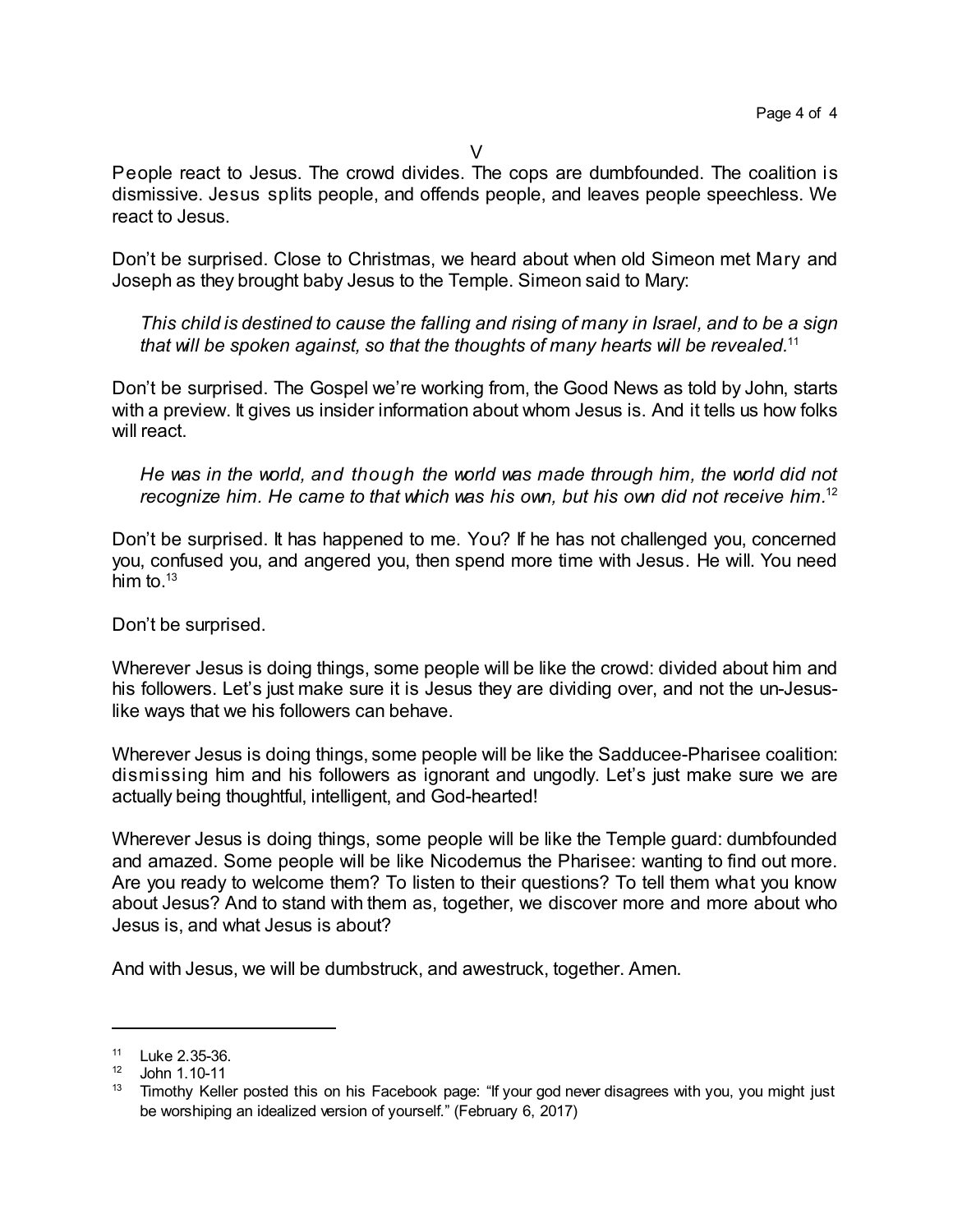V

People react to Jesus. The crowd divides. The cops are dumbfounded. The coalition is dismissive. Jesus splits people, and offends people, and leaves people speechless. We react to Jesus.

Don't be surprised. Close to Christmas, we heard about when old Simeon met Mary and Joseph as they brought baby Jesus to the Temple. Simeon said to Mary:

> *This child is destined to cause the falling and rising of many in Israel, and to be a sign that will be spoken against, so that the thoughts of many hearts will be revealed.*[11]

Don't be surprised. The Gospel we're working from, the Good News as told by John, starts with a preview. It gives us insider information about whom Jesus is. And it tells us how folks will react.

> *He was in the world, and though the world was made through him, the world did not recognize him. He came to that which was his own, but his own did not receive him.*[12]

Don't be surprised. It has happened to me. You? If he has not challenged you, concerned you, confused you, and angered you, then spend more time with Jesus. He will. You need him to.[13]

Don't be surprised.

Wherever Jesus is doing things, some people will be like the crowd: divided about him and his followers. Let's just make sure it is Jesus they are dividing over, and not the un-Jesus-like ways that we his followers can behave.

Wherever Jesus is doing things, some people will be like the Sadducee-Pharisee coalition: dismissing him and his followers as ignorant and ungodly. Let's just make sure we are actually being thoughtful, intelligent, and God-hearted!

Wherever Jesus is doing things, some people will be like the Temple guard: dumbfounded and amazed. Some people will be like Nicodemus the Pharisee: wanting to find out more. Are you ready to welcome them? To listen to their questions? To tell them what you know about Jesus? And to stand with them as, together, we discover more and more about who Jesus is, and what Jesus is about?

And with Jesus, we will be dumbstruck, and awestruck, together. Amen.

---

[11] Luke 2.35-36.

[12] John 1.10-11

[13] Timothy Keller posted this on his Facebook page: "If your god never disagrees with you, you might just be worshiping an idealized version of yourself." (February 6, 2017)